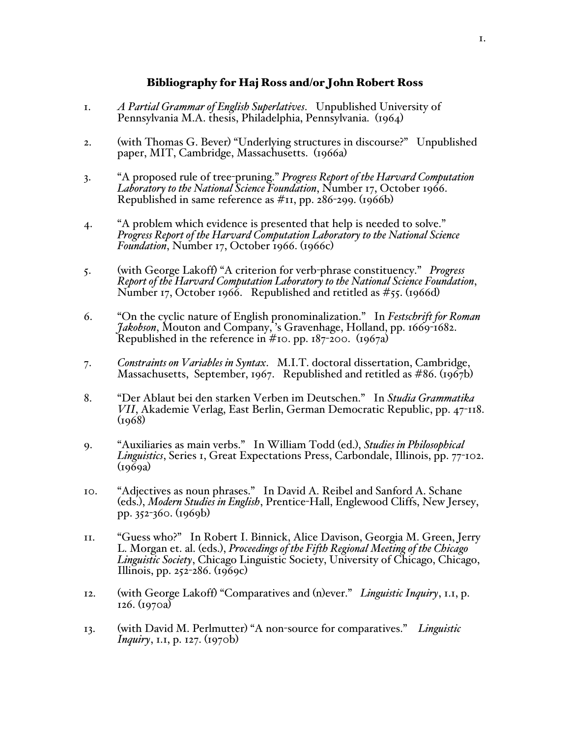## Bibliography for Haj Ross and/or John Robert Ross

1. *A Partial Grammar of English Superlatives*. Unpublished University of Pennsylvania M.A. thesis, Philadelphia, Pennsylvania. (1964)

2. (with Thomas G. Bever) "Underlying structures in discourse?" Unpublished paper, MIT, Cambridge, Massachusetts. (1966a)

3. "A proposed rule of tree-pruning." *Progress Report of the Harvard Computation Laboratory to the National Science Foundation*, Number 17, October 1966. Republished in same reference as #11, pp. 286-299. (1966b)

4. "A problem which evidence is presented that help is needed to solve." *Progress Report of the Harvard Computation Laboratory to the National Science Foundation*, Number 17, October 1966. (1966c)

5. (with George Lakoff) "A criterion for verb-phrase constituency." *Progress Report of the Harvard Computation Laboratory to the National Science Foundation*, Number 17, October 1966. Republished and retitled as #55. (1966d)

6. "On the cyclic nature of English pronominalization." In *Festschrift for Roman Jakobson*, Mouton and Company, 's Gravenhage, Holland, pp. 1669-1682. Republished in the reference in #10. pp. 187-200. (1967a)

7. *Constraints on Variables in Syntax*. M.I.T. doctoral dissertation, Cambridge, Massachusetts, September, 1967. Republished and retitled as #86. (1967b)

8. "Der Ablaut bei den starken Verben im Deutschen." In *Studia Grammatika VII*, Akademie Verlag, East Berlin, German Democratic Republic, pp. 47-118. (1968)

9. "Auxiliaries as main verbs." In William Todd (ed.), *Studies in Philosophical Linguistics*, Series 1, Great Expectations Press, Carbondale, Illinois, pp. 77-102. (1969a)

10. "Adjectives as noun phrases." In David A. Reibel and Sanford A. Schane (eds.), *Modern Studies in English*, Prentice-Hall, Englewood Cliffs, New Jersey, pp. 352-360. (1969b)

11. "Guess who?" In Robert I. Binnick, Alice Davison, Georgia M. Green, Jerry L. Morgan et. al. (eds.), *Proceedings of the Fifth Regional Meeting of the Chicago Linguistic Society*, Chicago Linguistic Society, University of Chicago, Chicago, Illinois, pp. 252-286. (1969c)

12. (with George Lakoff) "Comparatives and (n)ever." *Linguistic Inquiry*, 1.1, p. 126. (1970a)

13. (with David M. Perlmutter) "A non-source for comparatives." *Linguistic Inquiry*, 1.1, p. 127. (1970b)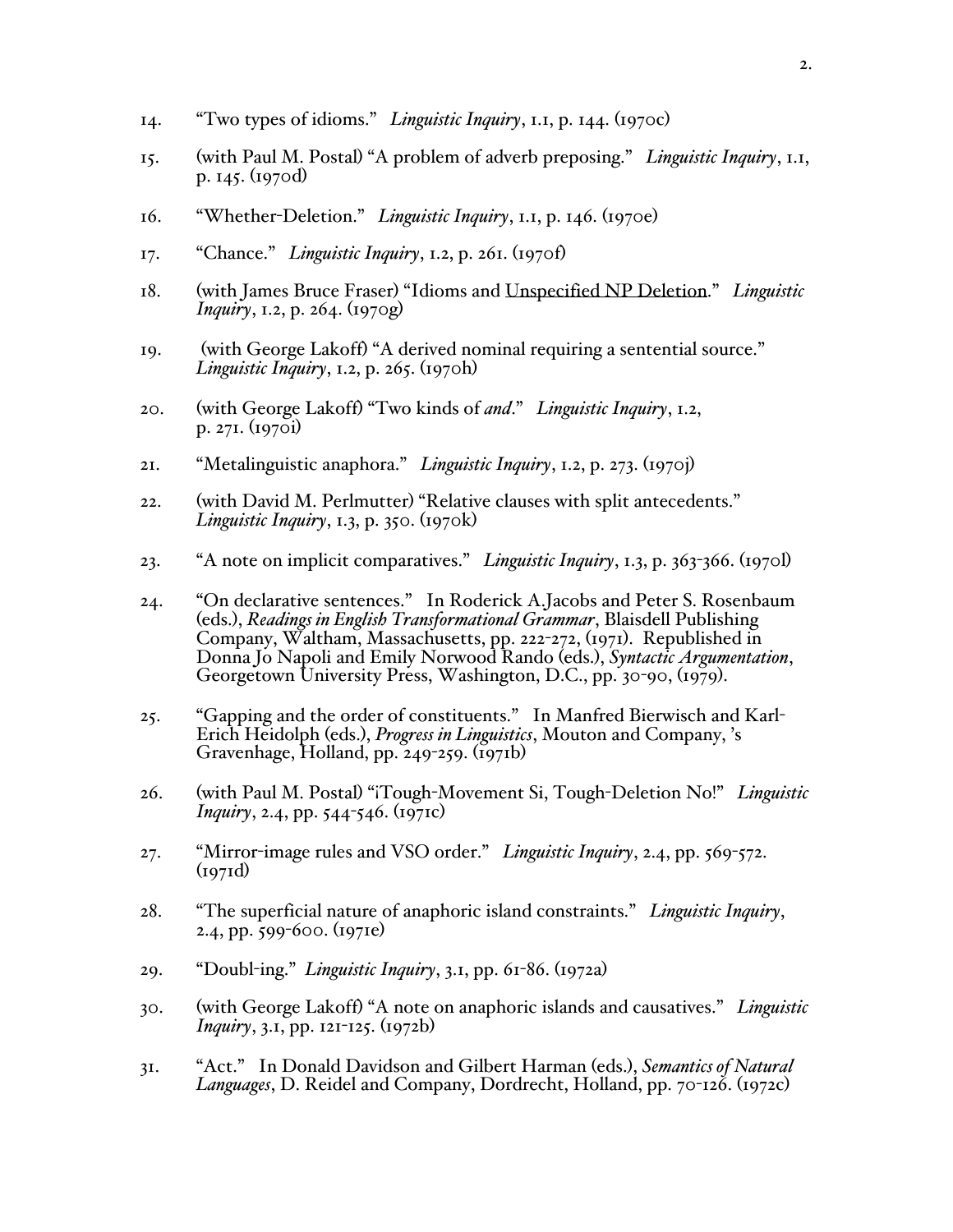14. "Two types of idioms." *Linguistic Inquiry*, 1.1, p. 144. (1970c)

15. (with Paul M. Postal) "A problem of adverb preposing." *Linguistic Inquiry*, 1.1, p. 145. (1970d)

16. "Whether-Deletion." *Linguistic Inquiry*, 1.1, p. 146. (1970e)

17. "Chance." *Linguistic Inquiry*, 1.2, p. 261. (1970f)

18. (with James Bruce Fraser) "Idioms and <u>Unspecified NP Deletion</u>." *Linguistic Inquiry*, 1.2, p. 264. (1970g)

19. (with George Lakoff) "A derived nominal requiring a sentential source." *Linguistic Inquiry*, 1.2, p. 265. (1970h)

20. (with George Lakoff) "Two kinds of ***and***." *Linguistic Inquiry*, 1.2, p. 271. (1970i)

21. "Metalinguistic anaphora." *Linguistic Inquiry*, 1.2, p. 273. (1970j)

22. (with David M. Perlmutter) "Relative clauses with split antecedents." *Linguistic Inquiry*, 1.3, p. 350. (1970k)

23. "A note on implicit comparatives." *Linguistic Inquiry*, 1.3, p. 363-366. (1970l)

24. "On declarative sentences." In Roderick A.Jacobs and Peter S. Rosenbaum (eds.), *Readings in English Transformational Grammar*, Blaisdell Publishing Company, Waltham, Massachusetts, pp. 222-272, (1971). Republished in Donna Jo Napoli and Emily Norwood Rando (eds.), *Syntactic Argumentation*, Georgetown University Press, Washington, D.C., pp. 30-90, (1979).

25. "Gapping and the order of constituents." In Manfred Bierwisch and Karl-Erich Heidolph (eds.), *Progress in Linguistics*, Mouton and Company, 's Gravenhage, Holland, pp. 249-259. (1971b)

26. (with Paul M. Postal) "¡Tough-Movement Si, Tough-Deletion No!" *Linguistic Inquiry*, 2.4, pp. 544-546. (1971c)

27. "Mirror-image rules and VSO order." *Linguistic Inquiry*, 2.4, pp. 569-572. (1971d)

28. "The superficial nature of anaphoric island constraints." *Linguistic Inquiry*, 2.4, pp. 599-600. (1971e)

29. "Doubl-ing." *Linguistic Inquiry*, 3.1, pp. 61-86. (1972a)

30. (with George Lakoff) "A note on anaphoric islands and causatives." *Linguistic Inquiry*, 3.1, pp. 121-125. (1972b)

31. "Act." In Donald Davidson and Gilbert Harman (eds.), *Semantics of Natural Languages*, D. Reidel and Company, Dordrecht, Holland, pp. 70-126. (1972c)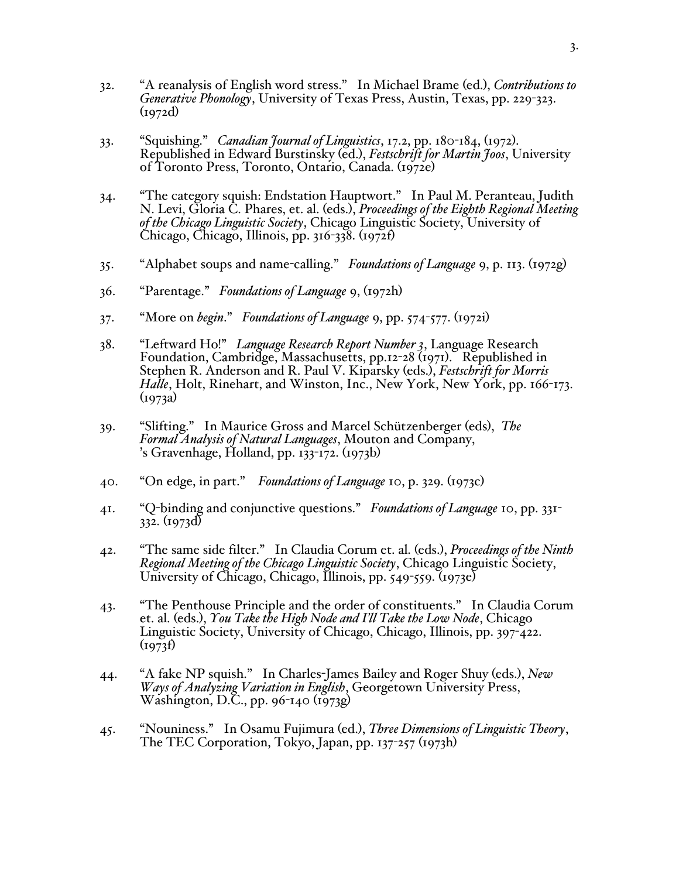32. "A reanalysis of English word stress." In Michael Brame (ed.), *Contributions to Generative Phonology*, University of Texas Press, Austin, Texas, pp. 229-323. (1972d)

33. "Squishing." *Canadian Journal of Linguistics*, 17.2, pp. 180-184, (1972). Republished in Edward Burstinsky (ed.), *Festschrift for Martin Joos*, University of Toronto Press, Toronto, Ontario, Canada. (1972e)

34. "The category squish: Endstation Hauptwort." In Paul M. Peranteau, Judith N. Levi, Gloria C. Phares, et. al. (eds.), *Proceedings of the Eighth Regional Meeting of the Chicago Linguistic Society*, Chicago Linguistic Society, University of Chicago, Chicago, Illinois, pp. 316-338. (1972f)

35. "Alphabet soups and name-calling." *Foundations of Language* 9, p. 113. (1972g)

36. "Parentage." *Foundations of Language* 9, (1972h)

37. "More on *begin*." *Foundations of Language* 9, pp. 574-577. (1972i)

38. "Leftward Ho!" *Language Research Report Number 3*, Language Research Foundation, Cambridge, Massachusetts, pp.12-28 (1971). Republished in Stephen R. Anderson and R. Paul V. Kiparsky (eds.), *Festschrift for Morris Halle*, Holt, Rinehart, and Winston, Inc., New York, New York, pp. 166-173. (1973a)

39. "Slifting." In Maurice Gross and Marcel Schützenberger (eds), *The Formal Analysis of Natural Languages*, Mouton and Company, 's Gravenhage, Holland, pp. 133-172. (1973b)

40. "On edge, in part." *Foundations of Language* 10, p. 329. (1973c)

41. "Q-binding and conjunctive questions." *Foundations of Language* 10, pp. 331-332. (1973d)

42. "The same side filter." In Claudia Corum et. al. (eds.), *Proceedings of the Ninth Regional Meeting of the Chicago Linguistic Society*, Chicago Linguistic Society, University of Chicago, Chicago, Illinois, pp. 549-559. (1973e)

43. "The Penthouse Principle and the order of constituents." In Claudia Corum et. al. (eds.), *You Take the High Node and I'll Take the Low Node*, Chicago Linguistic Society, University of Chicago, Chicago, Illinois, pp. 397-422. (1973f)

44. "A fake NP squish." In Charles-James Bailey and Roger Shuy (eds.), *New Ways of Analyzing Variation in English*, Georgetown University Press, Washington, D.C., pp. 96-140 (1973g)

45. "Nouniness." In Osamu Fujimura (ed.), *Three Dimensions of Linguistic Theory*, The TEC Corporation, Tokyo, Japan, pp. 137-257 (1973h)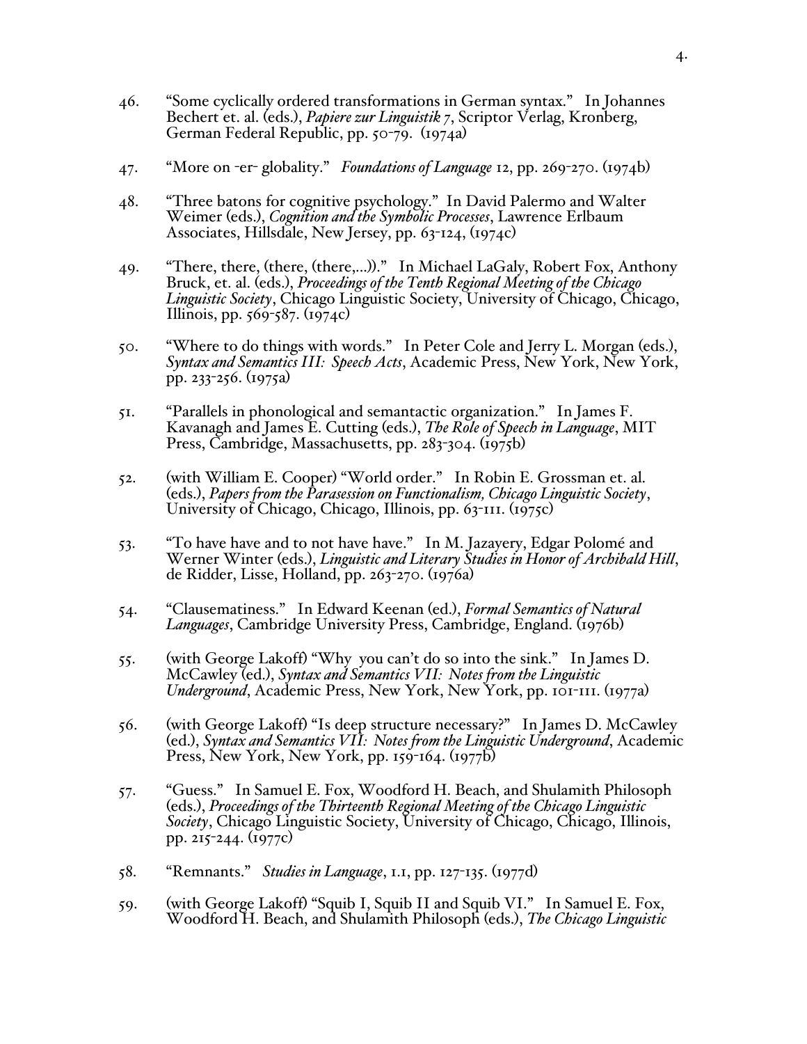46. "Some cyclically ordered transformations in German syntax." In Johannes Bechert et. al. (eds.), *Papiere zur Linguistik 7*, Scriptor Verlag, Kronberg, German Federal Republic, pp. 50-79. (1974a)

47. "More on -er- globality." *Foundations of Language* 12, pp. 269-270. (1974b)

48. "Three batons for cognitive psychology." In David Palermo and Walter Weimer (eds.), *Cognition and the Symbolic Processes*, Lawrence Erlbaum Associates, Hillsdale, New Jersey, pp. 63-124, (1974c)

49. "There, there, (there, (there,...))." In Michael LaGaly, Robert Fox, Anthony Bruck, et. al. (eds.), *Proceedings of the Tenth Regional Meeting of the Chicago Linguistic Society*, Chicago Linguistic Society, University of Chicago, Chicago, Illinois, pp. 569-587. (1974c)

50. "Where to do things with words." In Peter Cole and Jerry L. Morgan (eds.), *Syntax and Semantics III: Speech Acts*, Academic Press, New York, New York, pp. 233-256. (1975a)

51. "Parallels in phonological and semantactic organization." In James F. Kavanagh and James E. Cutting (eds.), *The Role of Speech in Language*, MIT Press, Cambridge, Massachusetts, pp. 283-304. (1975b)

52. (with William E. Cooper) "World order." In Robin E. Grossman et. al. (eds.), *Papers from the Parasession on Functionalism, Chicago Linguistic Society*, University of Chicago, Chicago, Illinois, pp. 63-111. (1975c)

53. "To have have and to not have have." In M. Jazayery, Edgar Polomé and Werner Winter (eds.), *Linguistic and Literary Studies in Honor of Archibald Hill*, de Ridder, Lisse, Holland, pp. 263-270. (1976a)

54. "Clausematiness." In Edward Keenan (ed.), *Formal Semantics of Natural Languages*, Cambridge University Press, Cambridge, England. (1976b)

55. (with George Lakoff) "Why you can't do so into the sink." In James D. McCawley (ed.), *Syntax and Semantics VII: Notes from the Linguistic Underground*, Academic Press, New York, New York, pp. 101-111. (1977a)

56. (with George Lakoff) "Is deep structure necessary?" In James D. McCawley (ed.), *Syntax and Semantics VII: Notes from the Linguistic Underground*, Academic Press, New York, New York, pp. 159-164. (1977b)

57. "Guess." In Samuel E. Fox, Woodford H. Beach, and Shulamith Philosoph (eds.), *Proceedings of the Thirteenth Regional Meeting of the Chicago Linguistic Society*, Chicago Linguistic Society, University of Chicago, Chicago, Illinois, pp. 215-244. (1977c)

58. "Remnants." *Studies in Language*, 1.1, pp. 127-135. (1977d)

59. (with George Lakoff) "Squib I, Squib II and Squib VI." In Samuel E. Fox, Woodford H. Beach, and Shulamith Philosoph (eds.), *The Chicago Linguistic*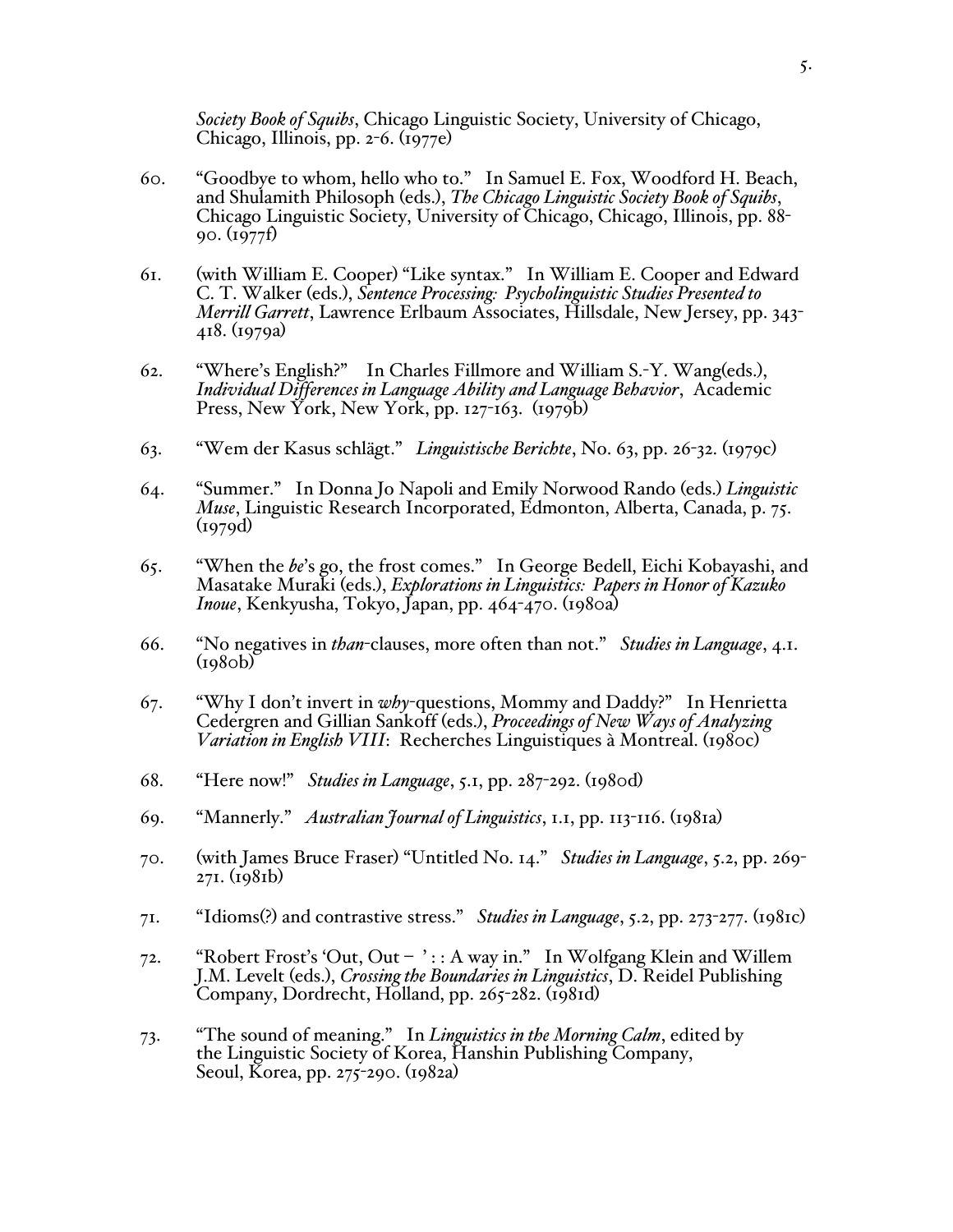*Society Book of Squibs*, Chicago Linguistic Society, University of Chicago, Chicago, Illinois, pp. 2-6. (1977e)

60. "Goodbye to whom, hello who to." In Samuel E. Fox, Woodford H. Beach, and Shulamith Philosoph (eds.), *The Chicago Linguistic Society Book of Squibs*, Chicago Linguistic Society, University of Chicago, Chicago, Illinois, pp. 88-90. (1977f)

61. (with William E. Cooper) "Like syntax." In William E. Cooper and Edward C. T. Walker (eds.), *Sentence Processing: Psycholinguistic Studies Presented to Merrill Garrett*, Lawrence Erlbaum Associates, Hillsdale, New Jersey, pp. 343-418. (1979a)

62. "Where's English?" In Charles Fillmore and William S.-Y. Wang(eds.), *Individual Differences in Language Ability and Language Behavior*, Academic Press, New York, New York, pp. 127-163. (1979b)

63. "Wem der Kasus schlägt." *Linguistische Berichte*, No. 63, pp. 26-32. (1979c)

64. "Summer." In Donna Jo Napoli and Emily Norwood Rando (eds.) *Linguistic Muse*, Linguistic Research Incorporated, Edmonton, Alberta, Canada, p. 75. (1979d)

65. "When the *be*'s go, the frost comes." In George Bedell, Eichi Kobayashi, and Masatake Muraki (eds.), *Explorations in Linguistics: Papers in Honor of Kazuko Inoue*, Kenkyusha, Tokyo, Japan, pp. 464-470. (1980a)

66. "No negatives in *than*-clauses, more often than not." *Studies in Language*, 4.1. (1980b)

67. "Why I don't invert in *why*-questions, Mommy and Daddy?" In Henrietta Cedergren and Gillian Sankoff (eds.), *Proceedings of New Ways of Analyzing Variation in English VIII*: Recherches Linguistiques à Montreal. (1980c)

68. "Here now!" *Studies in Language*, 5.1, pp. 287-292. (1980d)

69. "Mannerly." *Australian Journal of Linguistics*, 1.1, pp. 113-116. (1981a)

70. (with James Bruce Fraser) "Untitled No. 14." *Studies in Language*, 5.2, pp. 269-271. (1981b)

71. "Idioms(?) and contrastive stress." *Studies in Language*, 5.2, pp. 273-277. (1981c)

72. "Robert Frost's 'Out, Out – ' : : A way in." In Wolfgang Klein and Willem J.M. Levelt (eds.), *Crossing the Boundaries in Linguistics*, D. Reidel Publishing Company, Dordrecht, Holland, pp. 265-282. (1981d)

73. "The sound of meaning." In *Linguistics in the Morning Calm*, edited by the Linguistic Society of Korea, Hanshin Publishing Company, Seoul, Korea, pp. 275-290. (1982a)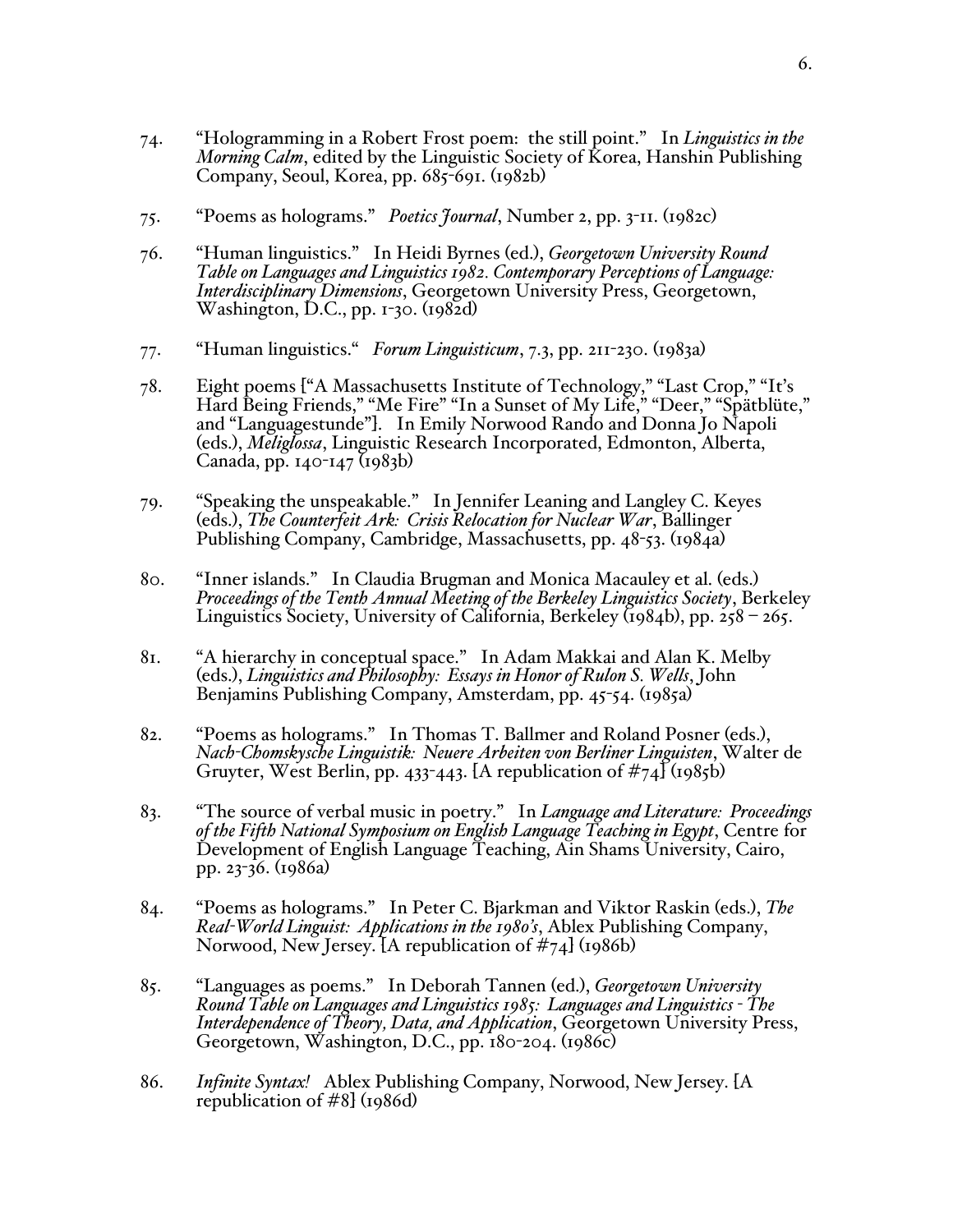74. "Hologramming in a Robert Frost poem: the still point." In *Linguistics in the Morning Calm*, edited by the Linguistic Society of Korea, Hanshin Publishing Company, Seoul, Korea, pp. 685-691. (1982b)

75. "Poems as holograms." *Poetics Journal*, Number 2, pp. 3-11. (1982c)

76. "Human linguistics." In Heidi Byrnes (ed.), *Georgetown University Round Table on Languages and Linguistics 1982. Contemporary Perceptions of Language: Interdisciplinary Dimensions*, Georgetown University Press, Georgetown, Washington, D.C., pp. 1-30. (1982d)

77. "Human linguistics." *Forum Linguisticum*, 7.3, pp. 211-230. (1983a)

78. Eight poems ["A Massachusetts Institute of Technology," "Last Crop," "It's Hard Being Friends," "Me Fire" "In a Sunset of My Life," "Deer," "Spätblüte," and "Languagestunde"]. In Emily Norwood Rando and Donna Jo Napoli (eds.), *Meliglossa*, Linguistic Research Incorporated, Edmonton, Alberta, Canada, pp. 140-147 (1983b)

79. "Speaking the unspeakable." In Jennifer Leaning and Langley C. Keyes (eds.), *The Counterfeit Ark: Crisis Relocation for Nuclear War*, Ballinger Publishing Company, Cambridge, Massachusetts, pp. 48-53. (1984a)

80. "Inner islands." In Claudia Brugman and Monica Macauley et al. (eds.) *Proceedings of the Tenth Annual Meeting of the Berkeley Linguistics Society*, Berkeley Linguistics Society, University of California, Berkeley (1984b), pp. 258 – 265.

81. "A hierarchy in conceptual space." In Adam Makkai and Alan K. Melby (eds.), *Linguistics and Philosophy: Essays in Honor of Rulon S. Wells*, John Benjamins Publishing Company, Amsterdam, pp. 45-54. (1985a)

82. "Poems as holograms." In Thomas T. Ballmer and Roland Posner (eds.), *Nach-Chomskysche Linguistik: Neuere Arbeiten von Berliner Linguisten*, Walter de Gruyter, West Berlin, pp. 433-443. [A republication of #74] (1985b)

83. "The source of verbal music in poetry." In *Language and Literature: Proceedings of the Fifth National Symposium on English Language Teaching in Egypt*, Centre for Development of English Language Teaching, Ain Shams University, Cairo, pp. 23-36. (1986a)

84. "Poems as holograms." In Peter C. Bjarkman and Viktor Raskin (eds.), *The Real-World Linguist: Applications in the 1980's*, Ablex Publishing Company, Norwood, New Jersey. [A republication of #74] (1986b)

85. "Languages as poems." In Deborah Tannen (ed.), *Georgetown University Round Table on Languages and Linguistics 1985: Languages and Linguistics - The Interdependence of Theory, Data, and Application*, Georgetown University Press, Georgetown, Washington, D.C., pp. 180-204. (1986c)

86. *Infinite Syntax!* Ablex Publishing Company, Norwood, New Jersey. [A republication of #8] (1986d)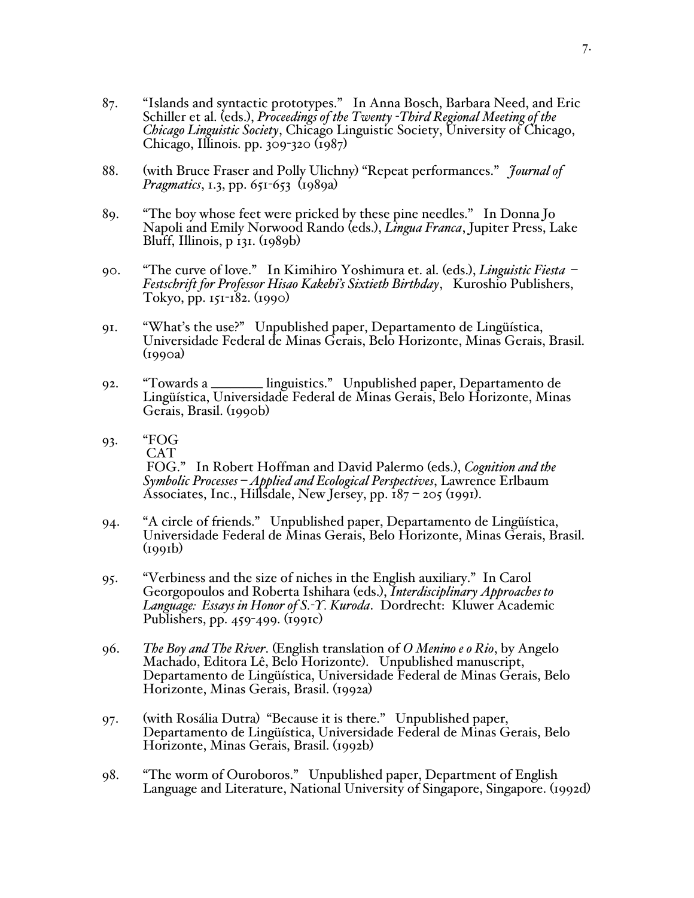87. "Islands and syntactic prototypes." In Anna Bosch, Barbara Need, and Eric Schiller et al. (eds.), *Proceedings of the Twenty -Third Regional Meeting of the Chicago Linguistic Society*, Chicago Linguistic Society, University of Chicago, Chicago, Illinois. pp. 309-320 (1987)

88. (with Bruce Fraser and Polly Ulichny) "Repeat performances." *Journal of Pragmatics*, 1.3, pp. 651-653 (1989a)

89. "The boy whose feet were pricked by these pine needles." In Donna Jo Napoli and Emily Norwood Rando (eds.), *Lingua Franca*, Jupiter Press, Lake Bluff, Illinois, p 131. (1989b)

90. "The curve of love." In Kimihiro Yoshimura et. al. (eds.), *Linguistic Fiesta – Festschrift for Professor Hisao Kakehi's Sixtieth Birthday*, Kuroshio Publishers, Tokyo, pp. 151-182. (1990)

91. "What's the use?" Unpublished paper, Departamento de Lingüística, Universidade Federal de Minas Gerais, Belo Horizonte, Minas Gerais, Brasil. (1990a)

92. "Towards a ________ linguistics." Unpublished paper, Departamento de Lingüística, Universidade Federal de Minas Gerais, Belo Horizonte, Minas Gerais, Brasil. (1990b)

93. "FOG
 CAT
 FOG." In Robert Hoffman and David Palermo (eds.), *Cognition and the Symbolic Processes – Applied and Ecological Perspectives*, Lawrence Erlbaum Associates, Inc., Hillsdale, New Jersey, pp. 187 – 205 (1991).

94. "A circle of friends." Unpublished paper, Departamento de Lingüística, Universidade Federal de Minas Gerais, Belo Horizonte, Minas Gerais, Brasil. (1991b)

95. "Verbiness and the size of niches in the English auxiliary." In Carol Georgopoulos and Roberta Ishihara (eds.), *Interdisciplinary Approaches to Language: Essays in Honor of S.-Y. Kuroda*. Dordrecht: Kluwer Academic Publishers, pp. 459-499. (1991c)

96. *The Boy and The River*. (English translation of *O Menino e o Rio*, by Angelo Machado, Editora Lê, Belo Horizonte). Unpublished manuscript, Departamento de Lingüística, Universidade Federal de Minas Gerais, Belo Horizonte, Minas Gerais, Brasil. (1992a)

97. (with Rosália Dutra) "Because it is there." Unpublished paper, Departamento de Lingüística, Universidade Federal de Minas Gerais, Belo Horizonte, Minas Gerais, Brasil. (1992b)

98. "The worm of Ouroboros." Unpublished paper, Department of English Language and Literature, National University of Singapore, Singapore. (1992d)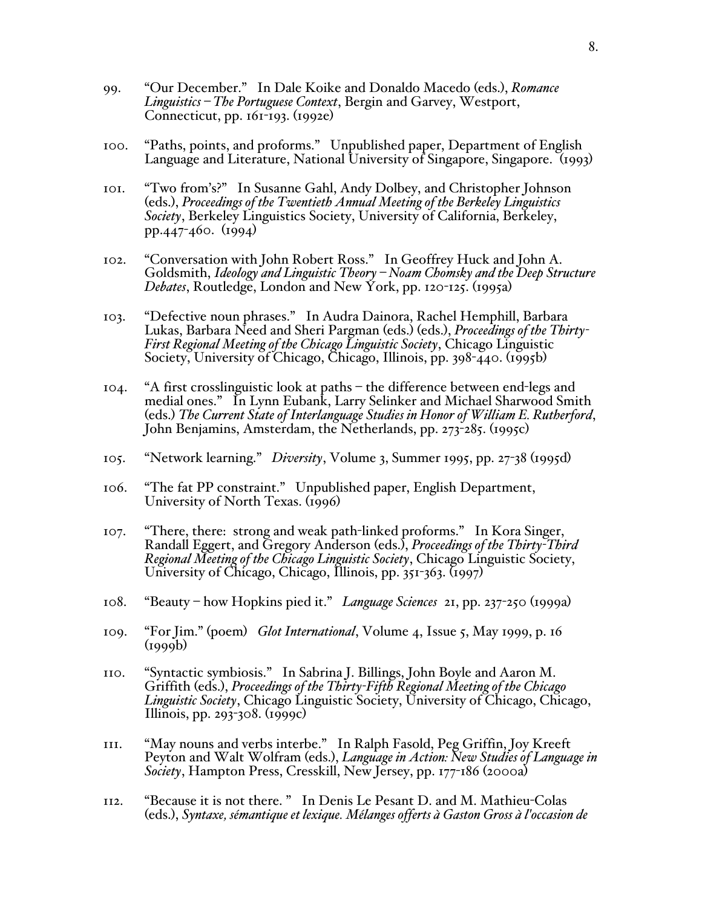99. "Our December." In Dale Koike and Donaldo Macedo (eds.), *Romance Linguistics – The Portuguese Context*, Bergin and Garvey, Westport, Connecticut, pp. 161-193. (1992e)

100. "Paths, points, and proforms." Unpublished paper, Department of English Language and Literature, National University of Singapore, Singapore. (1993)

101. "Two from's?" In Susanne Gahl, Andy Dolbey, and Christopher Johnson (eds.), *Proceedings of the Twentieth Annual Meeting of the Berkeley Linguistics Society*, Berkeley Linguistics Society, University of California, Berkeley, pp.447-460. (1994)

102. "Conversation with John Robert Ross." In Geoffrey Huck and John A. Goldsmith, *Ideology and Linguistic Theory – Noam Chomsky and the Deep Structure Debates*, Routledge, London and New York, pp. 120-125. (1995a)

103. "Defective noun phrases." In Audra Dainora, Rachel Hemphill, Barbara Lukas, Barbara Need and Sheri Pargman (eds.) (eds.), *Proceedings of the Thirty-First Regional Meeting of the Chicago Linguistic Society*, Chicago Linguistic Society, University of Chicago, Chicago, Illinois, pp. 398-440. (1995b)

104. "A first crosslinguistic look at paths – the difference between end-legs and medial ones." In Lynn Eubank, Larry Selinker and Michael Sharwood Smith (eds.) *The Current State of Interlanguage Studies in Honor of William E. Rutherford*, John Benjamins, Amsterdam, the Netherlands, pp. 273-285. (1995c)

105. "Network learning." *Diversity*, Volume 3, Summer 1995, pp. 27-38 (1995d)

106. "The fat PP constraint." Unpublished paper, English Department, University of North Texas. (1996)

107. "There, there: strong and weak path-linked proforms." In Kora Singer, Randall Eggert, and Gregory Anderson (eds.), *Proceedings of the Thirty-Third Regional Meeting of the Chicago Linguistic Society*, Chicago Linguistic Society, University of Chicago, Chicago, Illinois, pp. 351-363. (1997)

108. "Beauty – how Hopkins pied it." *Language Sciences* 21, pp. 237-250 (1999a)

109. "For Jim." (poem) *Glot International*, Volume 4, Issue 5, May 1999, p. 16 (1999b)

110. "Syntactic symbiosis." In Sabrina J. Billings, John Boyle and Aaron M. Griffith (eds.), *Proceedings of the Thirty-Fifth Regional Meeting of the Chicago Linguistic Society*, Chicago Linguistic Society, University of Chicago, Chicago, Illinois, pp. 293-308. (1999c)

111. "May nouns and verbs interbe." In Ralph Fasold, Peg Griffin, Joy Kreeft Peyton and Walt Wolfram (eds.), *Language in Action: New Studies of Language in Society*, Hampton Press, Cresskill, New Jersey, pp. 177-186 (2000a)

112. "Because it is not there. " In Denis Le Pesant D. and M. Mathieu-Colas (eds.), *Syntaxe, sémantique et lexique. Mélanges offerts à Gaston Gross à l'occasion de*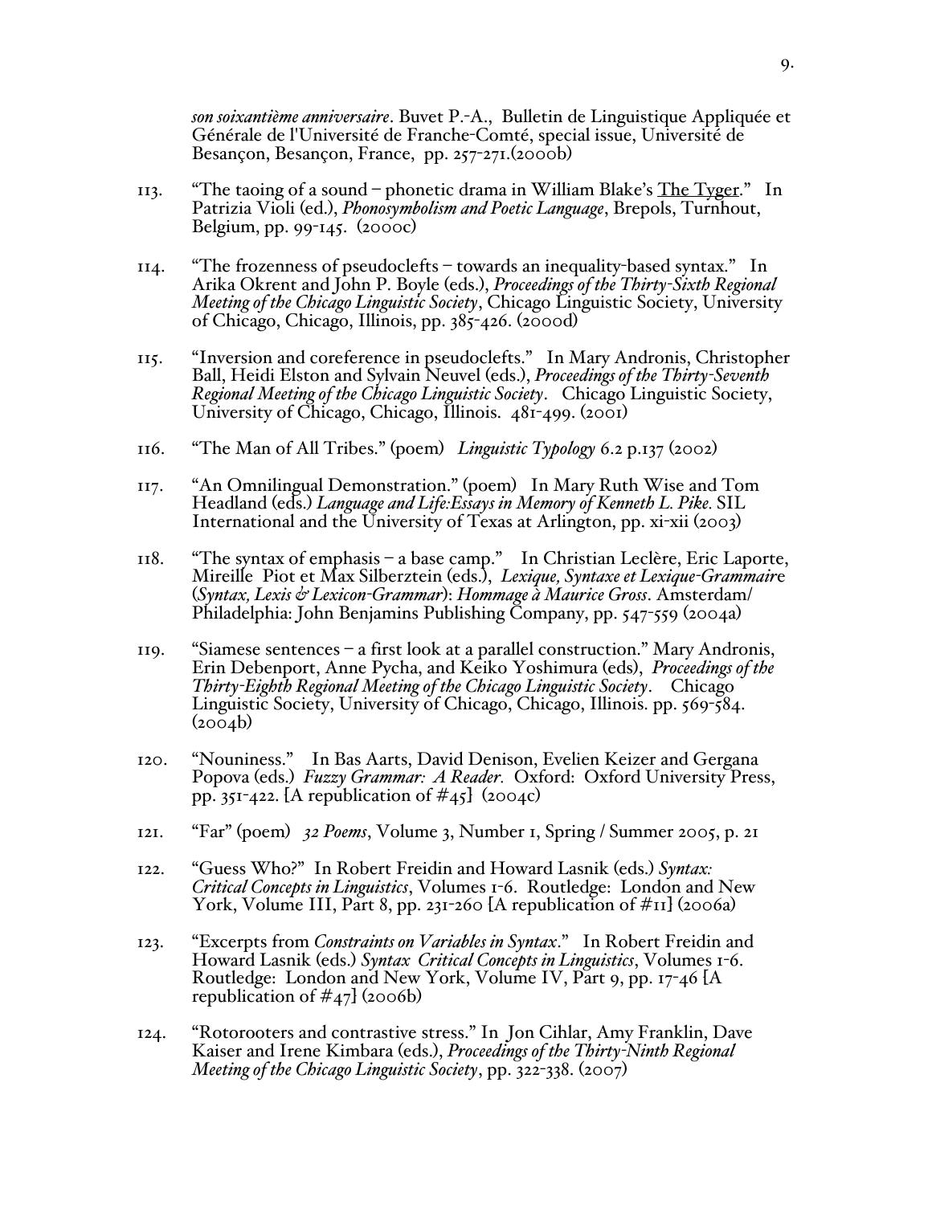*son soixantième anniversaire*. Buvet P.-A., Bulletin de Linguistique Appliquée et Générale de l'Université de Franche-Comté, special issue, Université de Besançon, Besançon, France, pp. 257-271.(2000b)

113. "The taoing of a sound – phonetic drama in William Blake's The Tyger." In Patrizia Violi (ed.), *Phonosymbolism and Poetic Language*, Brepols, Turnhout, Belgium, pp. 99-145. (2000c)

114. "The frozenness of pseudoclefts – towards an inequality-based syntax." In Arika Okrent and John P. Boyle (eds.), *Proceedings of the Thirty-Sixth Regional Meeting of the Chicago Linguistic Society*, Chicago Linguistic Society, University of Chicago, Chicago, Illinois, pp. 385-426. (2000d)

115. "Inversion and coreference in pseudoclefts." In Mary Andronis, Christopher Ball, Heidi Elston and Sylvain Neuvel (eds.), *Proceedings of the Thirty-Seventh Regional Meeting of the Chicago Linguistic Society*. Chicago Linguistic Society, University of Chicago, Chicago, Illinois. 481-499. (2001)

116. "The Man of All Tribes." (poem) *Linguistic Typology* 6.2 p.137 (2002)

117. "An Omnilingual Demonstration." (poem) In Mary Ruth Wise and Tom Headland (eds.) *Language and Life:Essays in Memory of Kenneth L. Pike.* SIL International and the University of Texas at Arlington, pp. xi-xii (2003)

118. "The syntax of emphasis – a base camp." In Christian Leclère, Eric Laporte, Mireille Piot et Max Silberztein (eds.), *Lexique, Syntaxe et Lexique-Grammaire* (*Syntax, Lexis & Lexicon-Grammar*): *Hommage à Maurice Gross*. Amsterdam/ Philadelphia: John Benjamins Publishing Company, pp. 547-559 (2004a)

119. "Siamese sentences – a first look at a parallel construction." Mary Andronis, Erin Debenport, Anne Pycha, and Keiko Yoshimura (eds), *Proceedings of the Thirty-Eighth Regional Meeting of the Chicago Linguistic Society*. Chicago Linguistic Society, University of Chicago, Chicago, Illinois. pp. 569-584. (2004b)

120. "Nouniness." In Bas Aarts, David Denison, Evelien Keizer and Gergana Popova (eds.) *Fuzzy Grammar: A Reader.* Oxford: Oxford University Press, pp. 351-422. [A republication of #45] (2004c)

121. "Far" (poem) *32 Poems*, Volume 3, Number 1, Spring / Summer 2005, p. 21

122. "Guess Who?" In Robert Freidin and Howard Lasnik (eds.) *Syntax: Critical Concepts in Linguistics*, Volumes 1-6. Routledge: London and New York, Volume III, Part 8, pp. 231-260 [A republication of #11] (2006a)

123. "Excerpts from *Constraints on Variables in Syntax*." In Robert Freidin and Howard Lasnik (eds.) *Syntax Critical Concepts in Linguistics*, Volumes 1-6. Routledge: London and New York, Volume IV, Part 9, pp. 17-46 [A republication of #47] (2006b)

124. "Rotorooters and contrastive stress." In Jon Cihlar, Amy Franklin, Dave Kaiser and Irene Kimbara (eds.), *Proceedings of the Thirty-Ninth Regional Meeting of the Chicago Linguistic Society*, pp. 322-338. (2007)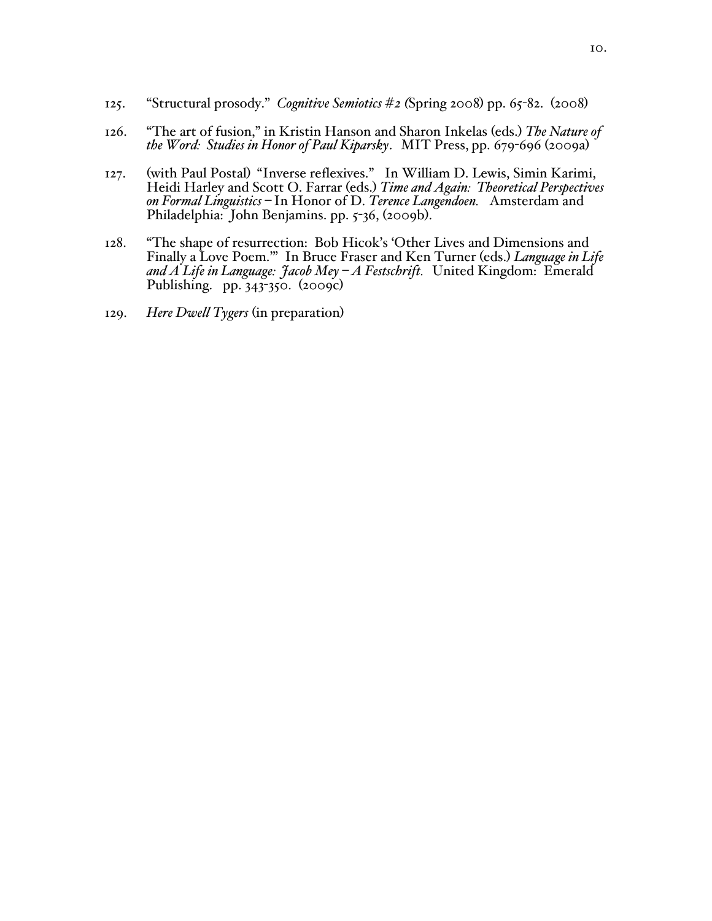125. "Structural prosody." *Cognitive Semiotics #2 (*Spring 2008) pp. 65-82. (2008)

126. "The art of fusion," in Kristin Hanson and Sharon Inkelas (eds.) *The Nature of the Word: Studies in Honor of Paul Kiparsky*. MIT Press, pp. 679-696 (2009a)

127. (with Paul Postal) "Inverse reflexives." In William D. Lewis, Simin Karimi, Heidi Harley and Scott O. Farrar (eds.) *Time and Again: Theoretical Perspectives on Formal Linguistics* – In Honor of D. *Terence Langendoen.* Amsterdam and Philadelphia: John Benjamins. pp. 5-36, (2009b).

128. "The shape of resurrection: Bob Hicok's 'Other Lives and Dimensions and Finally a Love Poem.'" In Bruce Fraser and Ken Turner (eds.) *Language in Life and A Life in Language: Jacob Mey – A Festschrift.* United Kingdom: Emerald Publishing. pp. 343-350. (2009c)

129. *Here Dwell Tygers* (in preparation)